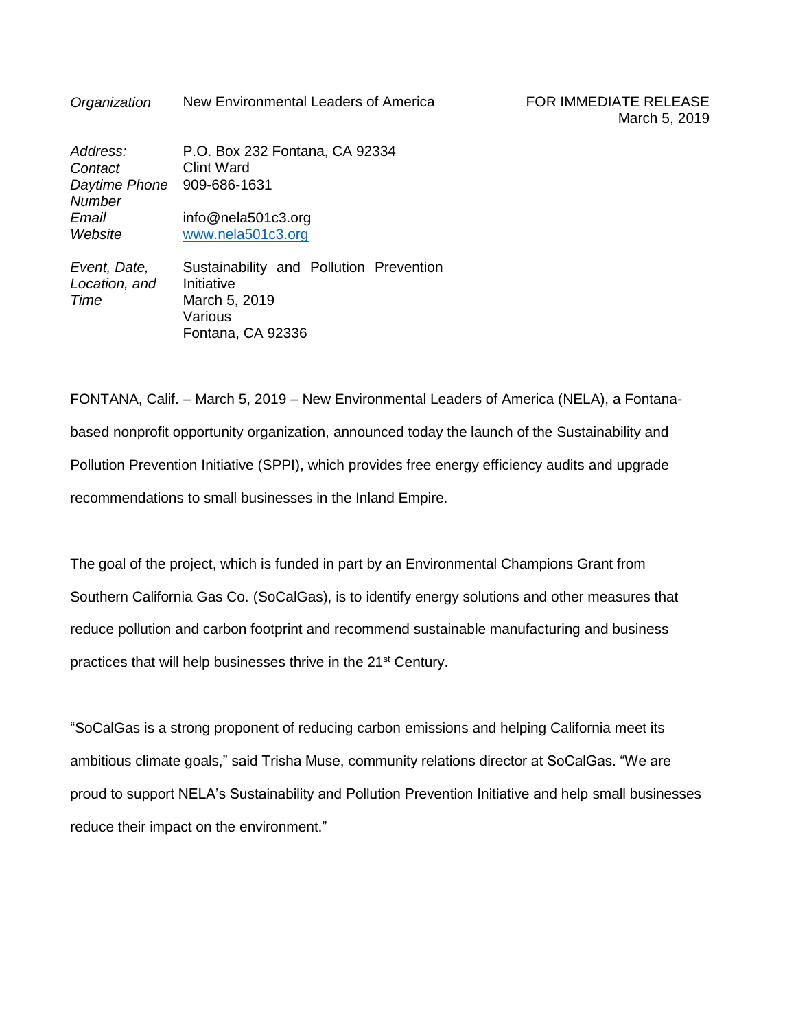| *Organization* | New Environmental Leaders of America | FOR IMMEDIATE RELEASE March 5, 2019 |
|---|---|---|
| *Address:* | P.O. Box 232 Fontana, CA 92334 | |
| *Contact* | Clint Ward | |
| *Daytime Phone Number* | 909-686-1631 | |
| *Email* | info@nela501c3.org | |
| *Website* | www.nela501c3.org | |
| *Event, Date, Location, and Time* | Sustainability and Pollution Prevention Initiative<br>March 5, 2019<br>Various<br>Fontana, CA 92336 | |

FONTANA, Calif. – March 5, 2019 – New Environmental Leaders of America (NELA), a Fontana-based nonprofit opportunity organization, announced today the launch of the Sustainability and Pollution Prevention Initiative (SPPI), which provides free energy efficiency audits and upgrade recommendations to small businesses in the Inland Empire.

The goal of the project, which is funded in part by an Environmental Champions Grant from Southern California Gas Co. (SoCalGas), is to identify energy solutions and other measures that reduce pollution and carbon footprint and recommend sustainable manufacturing and business practices that will help businesses thrive in the 21st Century.

“SoCalGas is a strong proponent of reducing carbon emissions and helping California meet its ambitious climate goals,” said Trisha Muse, community relations director at SoCalGas. “We are proud to support NELA’s Sustainability and Pollution Prevention Initiative and help small businesses reduce their impact on the environment.”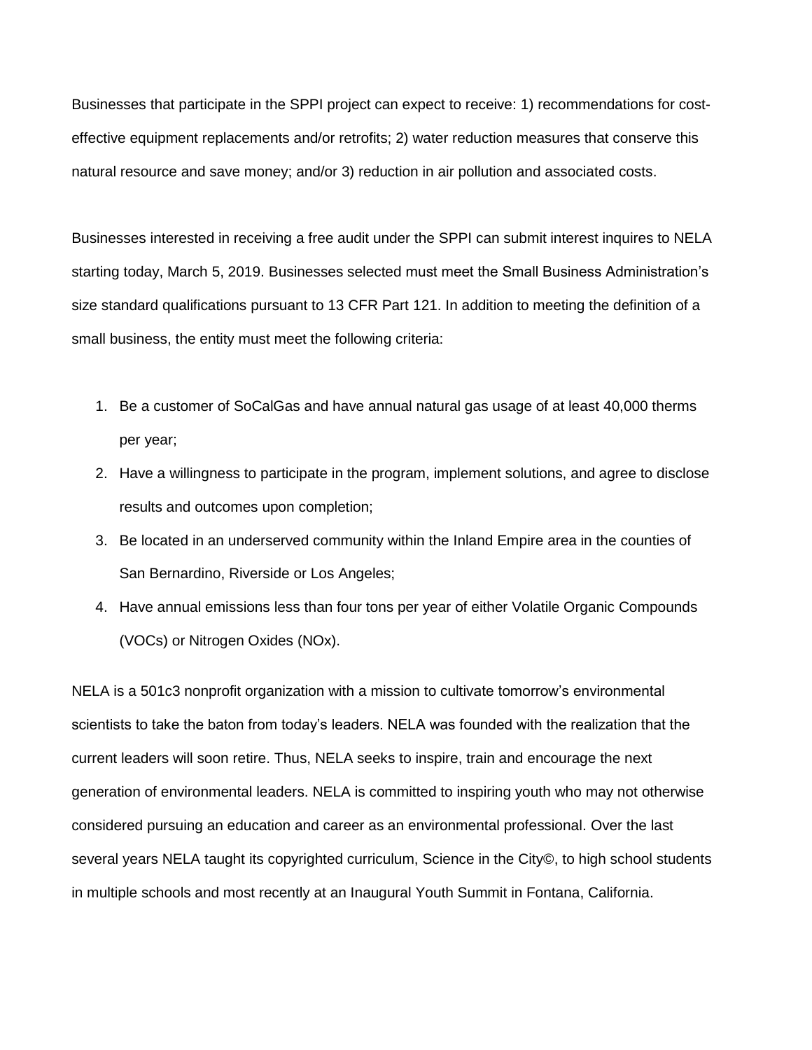Businesses that participate in the SPPI project can expect to receive: 1) recommendations for cost-effective equipment replacements and/or retrofits; 2) water reduction measures that conserve this natural resource and save money; and/or 3) reduction in air pollution and associated costs.

Businesses interested in receiving a free audit under the SPPI can submit interest inquires to NELA starting today, March 5, 2019. Businesses selected must meet the Small Business Administration's size standard qualifications pursuant to 13 CFR Part 121. In addition to meeting the definition of a small business, the entity must meet the following criteria:

1. Be a customer of SoCalGas and have annual natural gas usage of at least 40,000 therms per year;
2. Have a willingness to participate in the program, implement solutions, and agree to disclose results and outcomes upon completion;
3. Be located in an underserved community within the Inland Empire area in the counties of San Bernardino, Riverside or Los Angeles;
4. Have annual emissions less than four tons per year of either Volatile Organic Compounds (VOCs) or Nitrogen Oxides (NOx).

NELA is a 501c3 nonprofit organization with a mission to cultivate tomorrow's environmental scientists to take the baton from today's leaders. NELA was founded with the realization that the current leaders will soon retire. Thus, NELA seeks to inspire, train and encourage the next generation of environmental leaders. NELA is committed to inspiring youth who may not otherwise considered pursuing an education and career as an environmental professional. Over the last several years NELA taught its copyrighted curriculum, Science in the City©, to high school students in multiple schools and most recently at an Inaugural Youth Summit in Fontana, California.